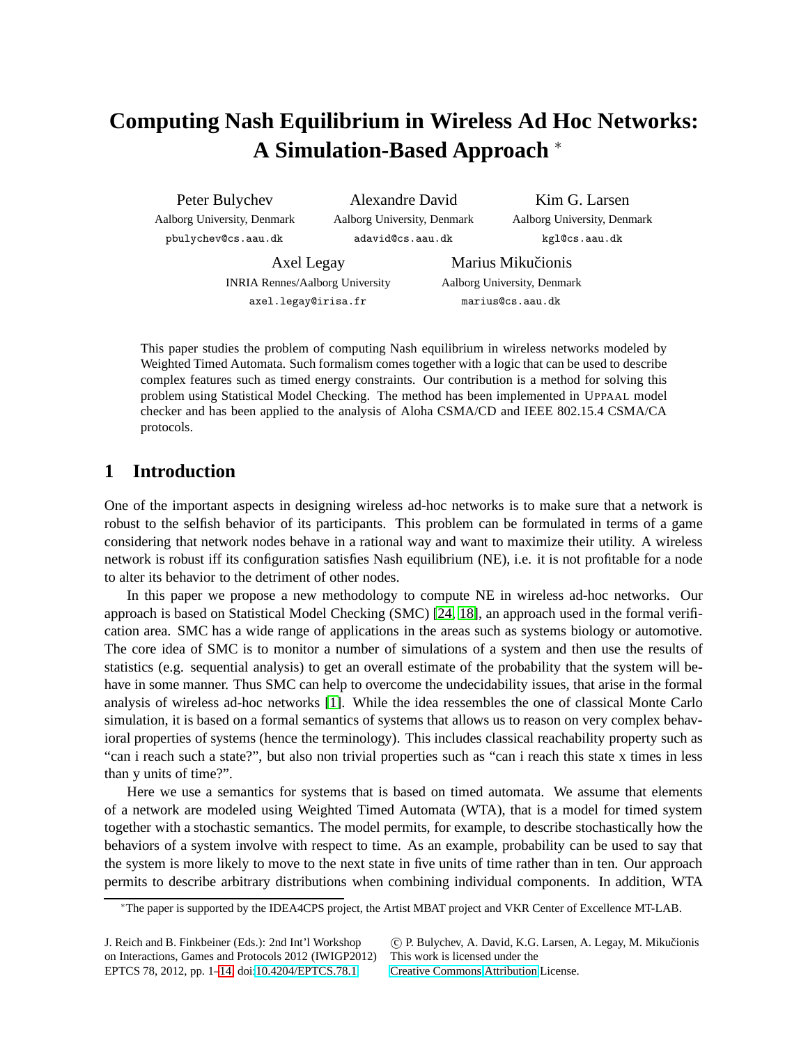# Computing Nash Equilibrium in Wireless Ad Hoc Networks: A Simulation-Based Approach *

Peter Bulychev
Aalborg University, Denmark
pbulychev@cs.aau.dk

Alexandre David
Aalborg University, Denmark
adavid@cs.aau.dk

Kim G. Larsen
Aalborg University, Denmark
kgl@cs.aau.dk

Axel Legay
INRIA Rennes/Aalborg University
axel.legay@irisa.fr

Marius Mikučionis
Aalborg University, Denmark
marius@cs.aau.dk

This paper studies the problem of computing Nash equilibrium in wireless networks modeled by Weighted Timed Automata. Such formalism comes together with a logic that can be used to describe complex features such as timed energy constraints. Our contribution is a method for solving this problem using Statistical Model Checking. The method has been implemented in UPPAAL model checker and has been applied to the analysis of Aloha CSMA/CD and IEEE 802.15.4 CSMA/CA protocols.

## 1 Introduction

One of the important aspects in designing wireless ad-hoc networks is to make sure that a network is robust to the selfish behavior of its participants. This problem can be formulated in terms of a game considering that network nodes behave in a rational way and want to maximize their utility. A wireless network is robust iff its configuration satisfies Nash equilibrium (NE), i.e. it is not profitable for a node to alter its behavior to the detriment of other nodes.

In this paper we propose a new methodology to compute NE in wireless ad-hoc networks. Our approach is based on Statistical Model Checking (SMC) [24, 18], an approach used in the formal verification area. SMC has a wide range of applications in the areas such as systems biology or automotive. The core idea of SMC is to monitor a number of simulations of a system and then use the results of statistics (e.g. sequential analysis) to get an overall estimate of the probability that the system will behave in some manner. Thus SMC can help to overcome the undecidability issues, that arise in the formal analysis of wireless ad-hoc networks [1]. While the idea ressembles the one of classical Monte Carlo simulation, it is based on a formal semantics of systems that allows us to reason on very complex behavioral properties of systems (hence the terminology). This includes classical reachability property such as "can i reach such a state?", but also non trivial properties such as "can i reach this state x times in less than y units of time?".

Here we use a semantics for systems that is based on timed automata. We assume that elements of a network are modeled using Weighted Timed Automata (WTA), that is a model for timed system together with a stochastic semantics. The model permits, for example, to describe stochastically how the behaviors of a system involve with respect to time. As an example, probability can be used to say that the system is more likely to move to the next state in five units of time rather than in ten. Our approach permits to describe arbitrary distributions when combining individual components. In addition, WTA

*The paper is supported by the IDEA4CPS project, the Artist MBAT project and VKR Center of Excellence MT-LAB.

J. Reich and B. Finkbeiner (Eds.): 2nd Int'l Workshop on Interactions, Games and Protocols 2012 (IWIGP2012) EPTCS 78, 2012, pp. 1–14, doi:10.4204/EPTCS.78.1

© P. Bulychev, A. David, K.G. Larsen, A. Legay, M. Mikučionis
This work is licensed under the Creative Commons Attribution License.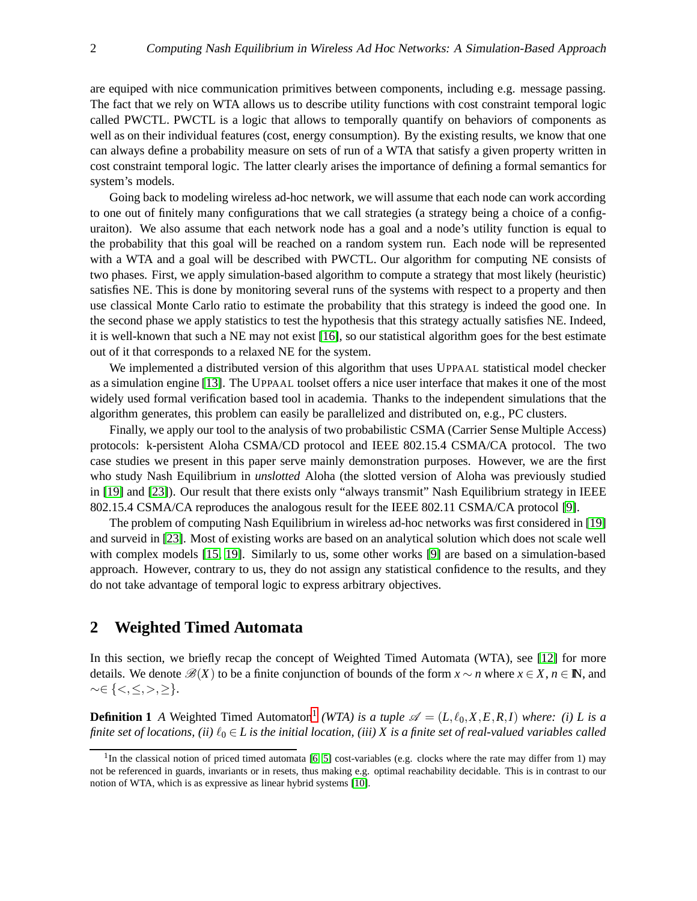are equiped with nice communication primitives between components, including e.g. message passing. The fact that we rely on WTA allows us to describe utility functions with cost constraint temporal logic called PWCTL. PWCTL is a logic that allows to temporally quantify on behaviors of components as well as on their individual features (cost, energy consumption). By the existing results, we know that one can always define a probability measure on sets of run of a WTA that satisfy a given property written in cost constraint temporal logic. The latter clearly arises the importance of defining a formal semantics for system's models.

Going back to modeling wireless ad-hoc network, we will assume that each node can work according to one out of finitely many configurations that we call strategies (a strategy being a choice of a configuraiton). We also assume that each network node has a goal and a node's utility function is equal to the probability that this goal will be reached on a random system run. Each node will be represented with a WTA and a goal will be described with PWCTL. Our algorithm for computing NE consists of two phases. First, we apply simulation-based algorithm to compute a strategy that most likely (heuristic) satisfies NE. This is done by monitoring several runs of the systems with respect to a property and then use classical Monte Carlo ratio to estimate the probability that this strategy is indeed the good one. In the second phase we apply statistics to test the hypothesis that this strategy actually satisfies NE. Indeed, it is well-known that such a NE may not exist [16], so our statistical algorithm goes for the best estimate out of it that corresponds to a relaxed NE for the system.

We implemented a distributed version of this algorithm that uses UPPAAL statistical model checker as a simulation engine [13]. The UPPAAL toolset offers a nice user interface that makes it one of the most widely used formal verification based tool in academia. Thanks to the independent simulations that the algorithm generates, this problem can easily be parallelized and distributed on, e.g., PC clusters.

Finally, we apply our tool to the analysis of two probabilistic CSMA (Carrier Sense Multiple Access) protocols: k-persistent Aloha CSMA/CD protocol and IEEE 802.15.4 CSMA/CA protocol. The two case studies we present in this paper serve mainly demonstration purposes. However, we are the first who study Nash Equilibrium in *unslotted* Aloha (the slotted version of Aloha was previously studied in [19] and [23]). Our result that there exists only "always transmit" Nash Equilibrium strategy in IEEE 802.15.4 CSMA/CA reproduces the analogous result for the IEEE 802.11 CSMA/CA protocol [9].

The problem of computing Nash Equilibrium in wireless ad-hoc networks was first considered in [19] and surveid in [23]. Most of existing works are based on an analytical solution which does not scale well with complex models [15, 19]. Similarly to us, some other works [9] are based on a simulation-based approach. However, contrary to us, they do not assign any statistical confidence to the results, and they do not take advantage of temporal logic to express arbitrary objectives.

## 2 Weighted Timed Automata

In this section, we briefly recap the concept of Weighted Timed Automata (WTA), see [12] for more details. We denote $\mathscr{B}(X)$ to be a finite conjunction of bounds of the form $x \sim n$ where $x \in X$, $n \in \mathbb{N}$, and $\sim \in \{<, \leq, >, \geq\}$.

**Definition 1** *A* Weighted Timed Automaton[1] *(WTA) is a tuple $\mathscr{A} = (L, \ell_0, X, E, R, I)$ where: (i) $L$ is a finite set of locations, (ii) $\ell_0 \in L$ is the initial location, (iii) $X$ is a finite set of real-valued variables called*

[1] In the classical notion of priced timed automata [6, 5] cost-variables (e.g. clocks where the rate may differ from 1) may not be referenced in guards, invariants or in resets, thus making e.g. optimal reachability decidable. This is in contrast to our notion of WTA, which is as expressive as linear hybrid systems [10].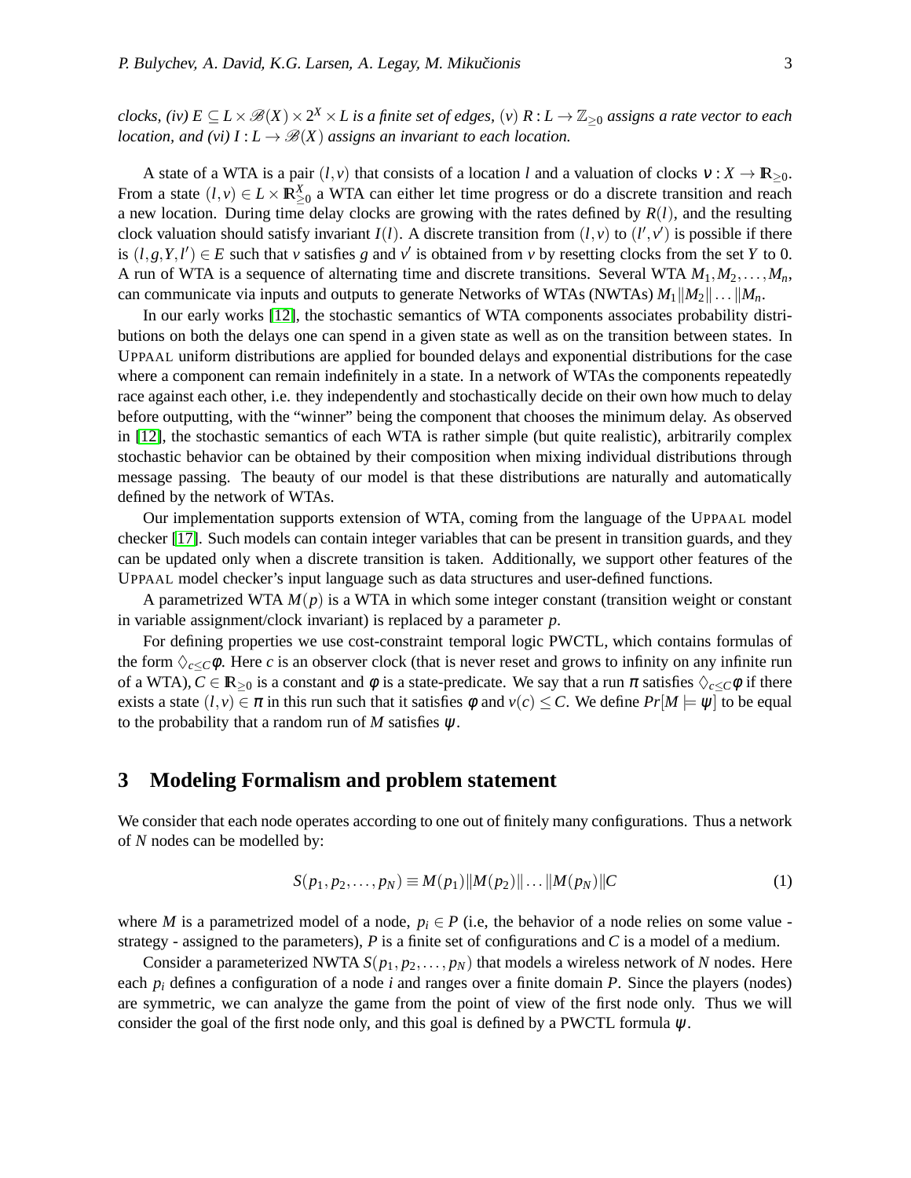*clocks, (iv) $E \subseteq L \times \mathscr{B}(X) \times 2^X \times L$ is a finite set of edges, (v) $R : L \to \mathbb{Z}_{\geq 0}$ assigns a rate vector to each location, and (vi) $I : L \to \mathscr{B}(X)$ assigns an invariant to each location.*

A state of a WTA is a pair $(l, v)$ that consists of a location $l$ and a valuation of clocks $\nu : X \to \mathbb{R}_{\geq 0}$. From a state $(l, v) \in L \times \mathbb{R}^X_{\geq 0}$ a WTA can either let time progress or do a discrete transition and reach a new location. During time delay clocks are growing with the rates defined by $R(l)$, and the resulting clock valuation should satisfy invariant $I(l)$. A discrete transition from $(l, v)$ to $(l', v')$ is possible if there is $(l, g, Y, l') \in E$ such that $v$ satisfies $g$ and $v'$ is obtained from $v$ by resetting clocks from the set $Y$ to 0. A run of WTA is a sequence of alternating time and discrete transitions. Several WTA $M_1, M_2, \ldots, M_n$, can communicate via inputs and outputs to generate Networks of WTAs (NWTAs) $M_1 \| M_2 \| \ldots \| M_n$.

In our early works [12], the stochastic semantics of WTA components associates probability distributions on both the delays one can spend in a given state as well as on the transition between states. In UPPAAL uniform distributions are applied for bounded delays and exponential distributions for the case where a component can remain indefinitely in a state. In a network of WTAs the components repeatedly race against each other, i.e. they independently and stochastically decide on their own how much to delay before outputting, with the "winner" being the component that chooses the minimum delay. As observed in [12], the stochastic semantics of each WTA is rather simple (but quite realistic), arbitrarily complex stochastic behavior can be obtained by their composition when mixing individual distributions through message passing. The beauty of our model is that these distributions are naturally and automatically defined by the network of WTAs.

Our implementation supports extension of WTA, coming from the language of the UPPAAL model checker [17]. Such models can contain integer variables that can be present in transition guards, and they can be updated only when a discrete transition is taken. Additionally, we support other features of the UPPAAL model checker's input language such as data structures and user-defined functions.

A parametrized WTA $M(p)$ is a WTA in which some integer constant (transition weight or constant in variable assignment/clock invariant) is replaced by a parameter $p$.

For defining properties we use cost-constraint temporal logic PWCTL, which contains formulas of the form $\Diamond_{c \leq C} \phi$. Here $c$ is an observer clock (that is never reset and grows to infinity on any infinite run of a WTA), $C \in \mathbb{R}_{\geq 0}$ is a constant and $\phi$ is a state-predicate. We say that a run $\pi$ satisfies $\Diamond_{c \leq C} \phi$ if there exists a state $(l, v) \in \pi$ in this run such that it satisfies $\phi$ and $v(c) \leq C$. We define $Pr[M \models \psi]$ to be equal to the probability that a random run of $M$ satisfies $\psi$.

## 3 Modeling Formalism and problem statement

We consider that each node operates according to one out of finitely many configurations. Thus a network of $N$ nodes can be modelled by:

$$S(p_1, p_2, \ldots, p_N) \equiv M(p_1) \| M(p_2) \| \ldots \| M(p_N) \| C \tag{1}$$

where $M$ is a parametrized model of a node, $p_i \in P$ (i.e, the behavior of a node relies on some value - strategy - assigned to the parameters), $P$ is a finite set of configurations and $C$ is a model of a medium.

Consider a parameterized NWTA $S(p_1, p_2, \ldots, p_N)$ that models a wireless network of $N$ nodes. Here each $p_i$ defines a configuration of a node $i$ and ranges over a finite domain $P$. Since the players (nodes) are symmetric, we can analyze the game from the point of view of the first node only. Thus we will consider the goal of the first node only, and this goal is defined by a PWCTL formula $\psi$.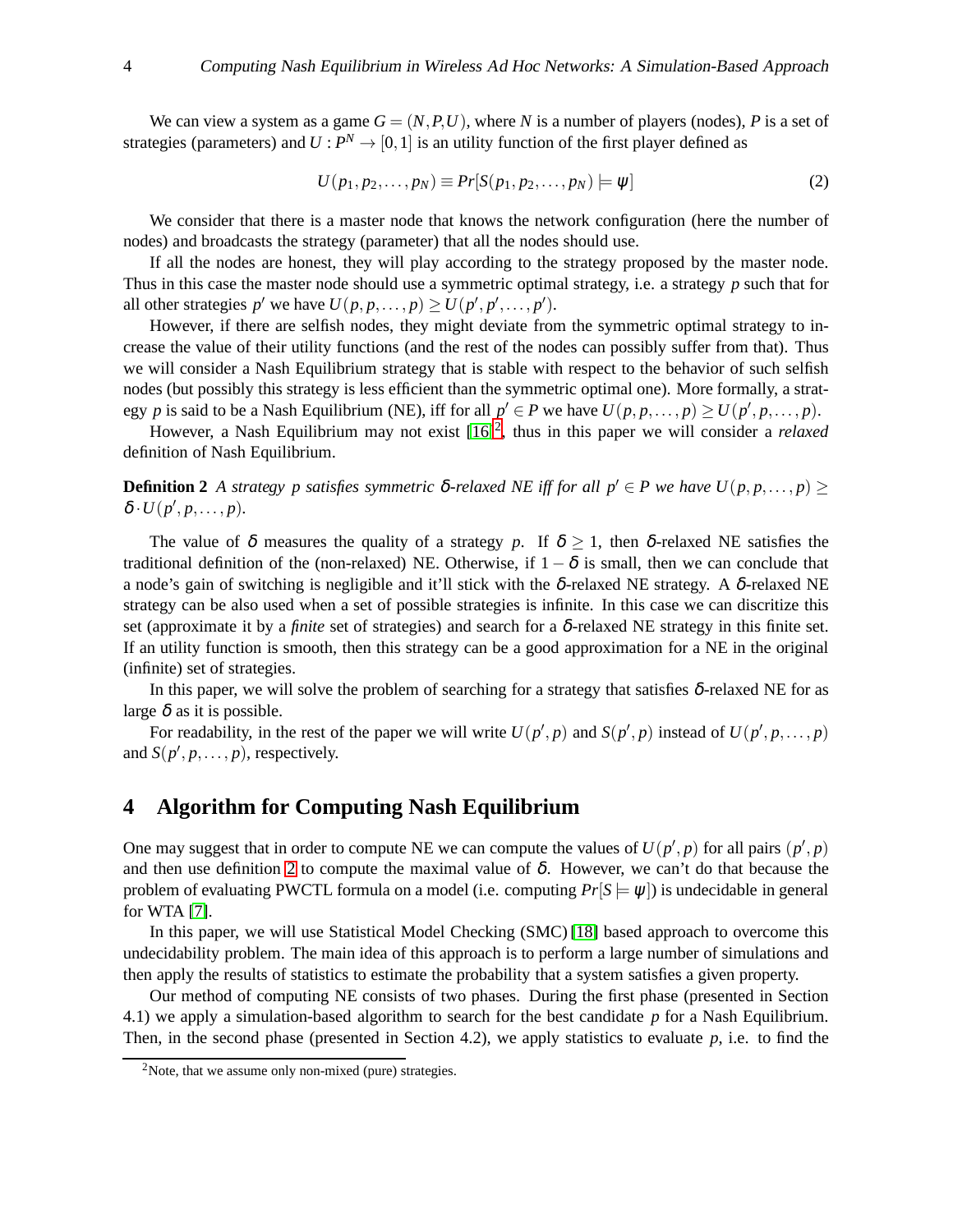We can view a system as a game $G = (N, P, U)$, where $N$ is a number of players (nodes), $P$ is a set of strategies (parameters) and $U : P^N \rightarrow [0, 1]$ is an utility function of the first player defined as

$$U(p_1, p_2, \ldots, p_N) \equiv Pr[S(p_1, p_2, \ldots, p_N) \models \psi] \tag{2}$$

We consider that there is a master node that knows the network configuration (here the number of nodes) and broadcasts the strategy (parameter) that all the nodes should use.

If all the nodes are honest, they will play according to the strategy proposed by the master node. Thus in this case the master node should use a symmetric optimal strategy, i.e. a strategy $p$ such that for all other strategies $p'$ we have $U(p, p, \ldots, p) \geq U(p', p', \ldots, p')$.

However, if there are selfish nodes, they might deviate from the symmetric optimal strategy to increase the value of their utility functions (and the rest of the nodes can possibly suffer from that). Thus we will consider a Nash Equilibrium strategy that is stable with respect to the behavior of such selfish nodes (but possibly this strategy is less efficient than the symmetric optimal one). More formally, a strategy $p$ is said to be a Nash Equilibrium (NE), iff for all $p' \in P$ we have $U(p, p, \ldots, p) \geq U(p', p, \ldots, p)$.

However, a Nash Equilibrium may not exist [16][2], thus in this paper we will consider a *relaxed* definition of Nash Equilibrium.

**Definition 2** *A strategy $p$ satisfies symmetric $\delta$-relaxed NE iff for all $p' \in P$ we have $U(p, p, \ldots, p) \geq \delta \cdot U(p', p, \ldots, p)$.*

The value of $\delta$ measures the quality of a strategy $p$. If $\delta \geq 1$, then $\delta$-relaxed NE satisfies the traditional definition of the (non-relaxed) NE. Otherwise, if $1 - \delta$ is small, then we can conclude that a node's gain of switching is negligible and it'll stick with the $\delta$-relaxed NE strategy. A $\delta$-relaxed NE strategy can be also used when a set of possible strategies is infinite. In this case we can discritize this set (approximate it by a *finite* set of strategies) and search for a $\delta$-relaxed NE strategy in this finite set. If an utility function is smooth, then this strategy can be a good approximation for a NE in the original (infinite) set of strategies.

In this paper, we will solve the problem of searching for a strategy that satisfies $\delta$-relaxed NE for as large $\delta$ as it is possible.

For readability, in the rest of the paper we will write $U(p', p)$ and $S(p', p)$ instead of $U(p', p, \ldots, p)$ and $S(p', p, \ldots, p)$, respectively.

## 4 Algorithm for Computing Nash Equilibrium

One may suggest that in order to compute NE we can compute the values of $U(p', p)$ for all pairs $(p', p)$ and then use definition 2 to compute the maximal value of $\delta$. However, we can't do that because the problem of evaluating PWCTL formula on a model (i.e. computing $Pr[S \models \psi]$) is undecidable in general for WTA [7].

In this paper, we will use Statistical Model Checking (SMC) [18] based approach to overcome this undecidability problem. The main idea of this approach is to perform a large number of simulations and then apply the results of statistics to estimate the probability that a system satisfies a given property.

Our method of computing NE consists of two phases. During the first phase (presented in Section 4.1) we apply a simulation-based algorithm to search for the best candidate $p$ for a Nash Equilibrium. Then, in the second phase (presented in Section 4.2), we apply statistics to evaluate $p$, i.e. to find the

[2] Note, that we assume only non-mixed (pure) strategies.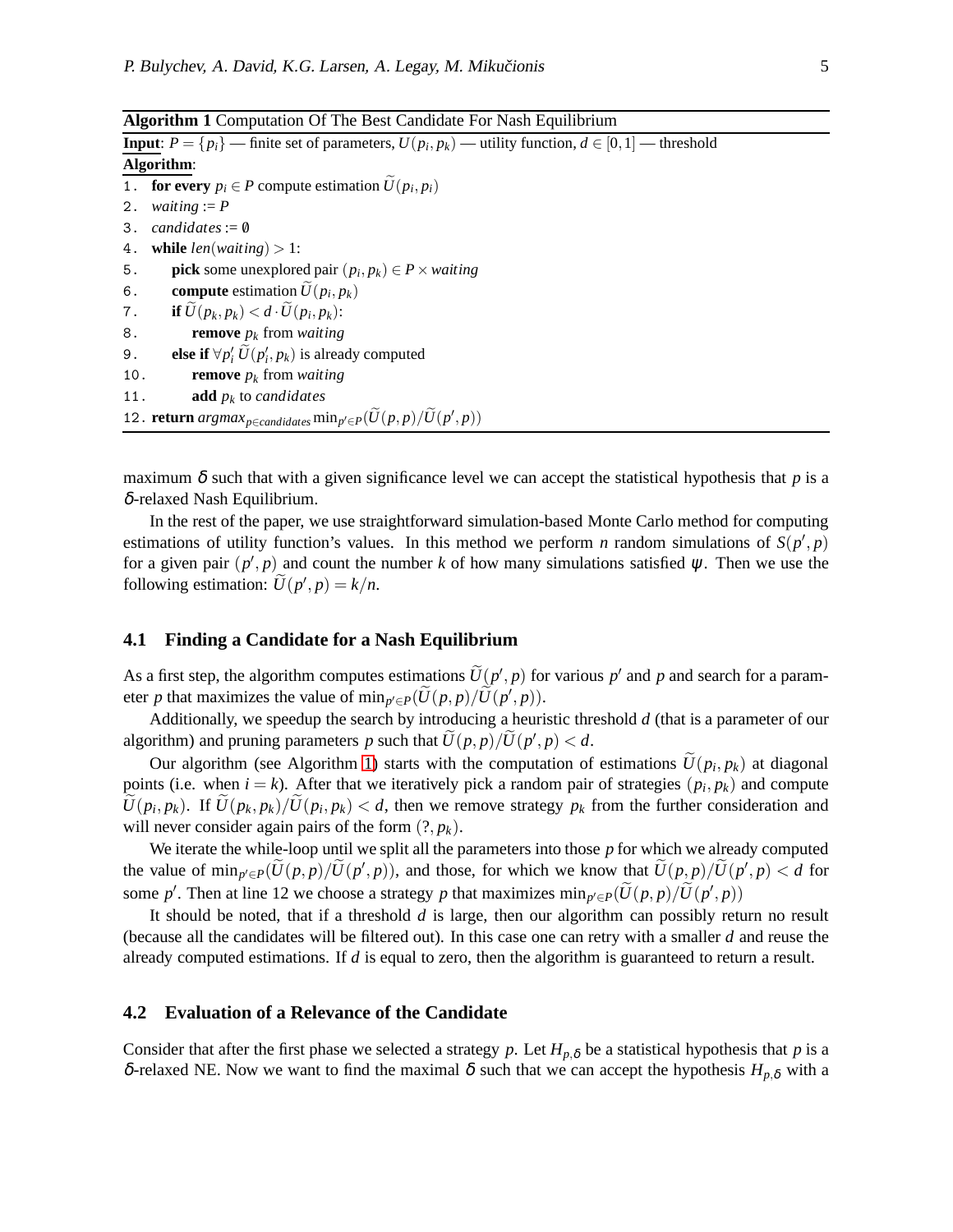**Algorithm 1** Computation Of The Best Candidate For Nash Equilibrium

**Input**: $P = \{p_i\}$ — finite set of parameters, $U(p_i, p_k)$ — utility function, $d \in [0,1]$ — threshold

**Algorithm**:

```
1.  for every p_i ∈ P compute estimation Ũ(p_i, p_i)
2.  waiting := P
3.  candidates := ∅
4.  while len(waiting) > 1:
5.      pick some unexplored pair (p_i, p_k) ∈ P × waiting
6.      compute estimation Ũ(p_i, p_k)
7.      if Ũ(p_k, p_k) < d · Ũ(p_i, p_k):
8.          remove p_k from waiting
9.      else if ∀p'_i Ũ(p'_i, p_k) is already computed
10.         remove p_k from waiting
11.         add p_k to candidates
12. return argmax_{p∈candidates} min_{p'∈P}(Ũ(p,p)/Ũ(p',p))
```

maximum $\delta$ such that with a given significance level we can accept the statistical hypothesis that $p$ is a $\delta$-relaxed Nash Equilibrium.

In the rest of the paper, we use straightforward simulation-based Monte Carlo method for computing estimations of utility function's values. In this method we perform $n$ random simulations of $S(p', p)$ for a given pair $(p', p)$ and count the number $k$ of how many simulations satisfied $\psi$. Then we use the following estimation: $\widetilde{U}(p', p) = k/n$.

### 4.1 Finding a Candidate for a Nash Equilibrium

As a first step, the algorithm computes estimations $\widetilde{U}(p', p)$ for various $p'$ and $p$ and search for a parameter $p$ that maximizes the value of $\min_{p' \in P}(\widetilde{U}(p,p)/\widetilde{U}(p',p))$.

Additionally, we speedup the search by introducing a heuristic threshold $d$ (that is a parameter of our algorithm) and pruning parameters $p$ such that $\widetilde{U}(p,p)/\widetilde{U}(p',p) < d$.

Our algorithm (see Algorithm 1) starts with the computation of estimations $\widetilde{U}(p_i, p_k)$ at diagonal points (i.e. when $i = k$). After that we iteratively pick a random pair of strategies $(p_i, p_k)$ and compute $\widetilde{U}(p_i, p_k)$. If $\widetilde{U}(p_k, p_k)/\widetilde{U}(p_i, p_k) < d$, then we remove strategy $p_k$ from the further consideration and will never consider again pairs of the form $(?, p_k)$.

We iterate the while-loop until we split all the parameters into those $p$ for which we already computed the value of $\min_{p' \in P}(\widetilde{U}(p,p)/\widetilde{U}(p',p))$, and those, for which we know that $\widetilde{U}(p,p)/\widetilde{U}(p',p) < d$ for some $p'$. Then at line 12 we choose a strategy $p$ that maximizes $\min_{p' \in P}(\widetilde{U}(p,p)/\widetilde{U}(p',p))$

It should be noted, that if a threshold $d$ is large, then our algorithm can possibly return no result (because all the candidates will be filtered out). In this case one can retry with a smaller $d$ and reuse the already computed estimations. If $d$ is equal to zero, then the algorithm is guaranteed to return a result.

### 4.2 Evaluation of a Relevance of the Candidate

Consider that after the first phase we selected a strategy $p$. Let $H_{p,\delta}$ be a statistical hypothesis that $p$ is a $\delta$-relaxed NE. Now we want to find the maximal $\delta$ such that we can accept the hypothesis $H_{p,\delta}$ with a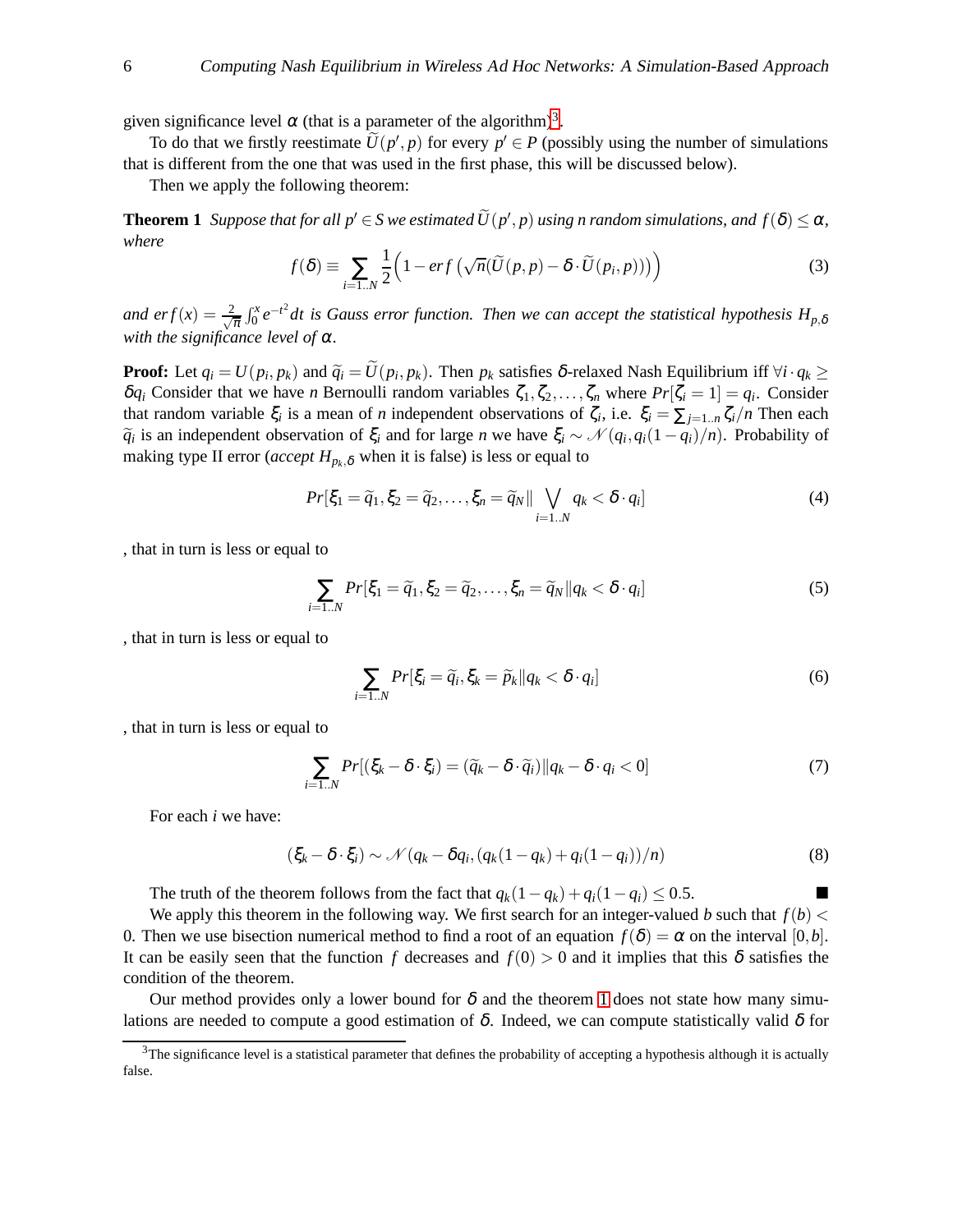given significance level $\alpha$ (that is a parameter of the algorithm)[3].

To do that we firstly reestimate $\widetilde{U}(p', p)$ for every $p' \in P$ (possibly using the number of simulations that is different from the one that was used in the first phase, this will be discussed below).

Then we apply the following theorem:

**Theorem 1** *Suppose that for all $p' \in S$ we estimated $\widetilde{U}(p', p)$ using n random simulations, and $f(\delta) \leq \alpha$, where*

$$f(\delta) \equiv \sum_{i=1..N} \frac{1}{2}\Big(1 - erf\left(\sqrt{n}(\widetilde{U}(p,p) - \delta \cdot \widetilde{U}(p_i, p))\right)\Big) \tag{3}$$

*and $erf(x) = \frac{2}{\sqrt{\pi}}\int_0^x e^{-t^2}dt$ is Gauss error function. Then we can accept the statistical hypothesis $H_{p,\delta}$ with the significance level of $\alpha$.*

**Proof:** Let $q_i = U(p_i, p_k)$ and $\widetilde{q}_i = \widetilde{U}(p_i, p_k)$. Then $p_k$ satisfies $\delta$-relaxed Nash Equilibrium iff $\forall i \cdot q_k \geq \delta q_i$ Consider that we have $n$ Bernoulli random variables $\zeta_1, \zeta_2, \ldots, \zeta_n$ where $Pr[\zeta_i = 1] = q_i$. Consider that random variable $\xi_i$ is a mean of $n$ independent observations of $\zeta_i$, i.e. $\xi_i = \sum_{j=1..n} \zeta_i / n$ Then each $\widetilde{q}_i$ is an independent observation of $\xi_i$ and for large $n$ we have $\xi_i \sim \mathcal{N}(q_i, q_i(1-q_i)/n)$. Probability of making type II error (*accept* $H_{p_k,\delta}$ when it is false) is less or equal to

$$Pr[\xi_1 = \widetilde{q}_1, \xi_2 = \widetilde{q}_2, \ldots, \xi_n = \widetilde{q}_N \| \bigvee_{i=1..N} q_k < \delta \cdot q_i] \tag{4}$$

, that in turn is less or equal to

$$\sum_{i=1..N} Pr[\xi_1 = \widetilde{q}_1, \xi_2 = \widetilde{q}_2, \ldots, \xi_n = \widetilde{q}_N \| q_k < \delta \cdot q_i] \tag{5}$$

, that in turn is less or equal to

$$\sum_{i=1..N} Pr[\xi_i = \widetilde{q}_i, \xi_k = \widetilde{p}_k \| q_k < \delta \cdot q_i] \tag{6}$$

, that in turn is less or equal to

$$\sum_{i=1..N} Pr[(\xi_k - \delta \cdot \xi_i) = (\widetilde{q}_k - \delta \cdot \widetilde{q}_i) \| q_k - \delta \cdot q_i < 0] \tag{7}$$

For each $i$ we have:

$$(\xi_k - \delta \cdot \xi_i) \sim \mathcal{N}(q_k - \delta q_i, (q_k(1-q_k) + q_i(1-q_i))/n) \tag{8}$$

The truth of the theorem follows from the fact that $q_k(1-q_k) + q_i(1-q_i) \leq 0.5$. ∎

We apply this theorem in the following way. We first search for an integer-valued $b$ such that $f(b) < 0$. Then we use bisection numerical method to find a root of an equation $f(\delta) = \alpha$ on the interval $[0, b]$. It can be easily seen that the function $f$ decreases and $f(0) > 0$ and it implies that this $\delta$ satisfies the condition of the theorem.

Our method provides only a lower bound for $\delta$ and the theorem 1 does not state how many simulations are needed to compute a good estimation of $\delta$. Indeed, we can compute statistically valid $\delta$ for

[3] The significance level is a statistical parameter that defines the probability of accepting a hypothesis although it is actually false.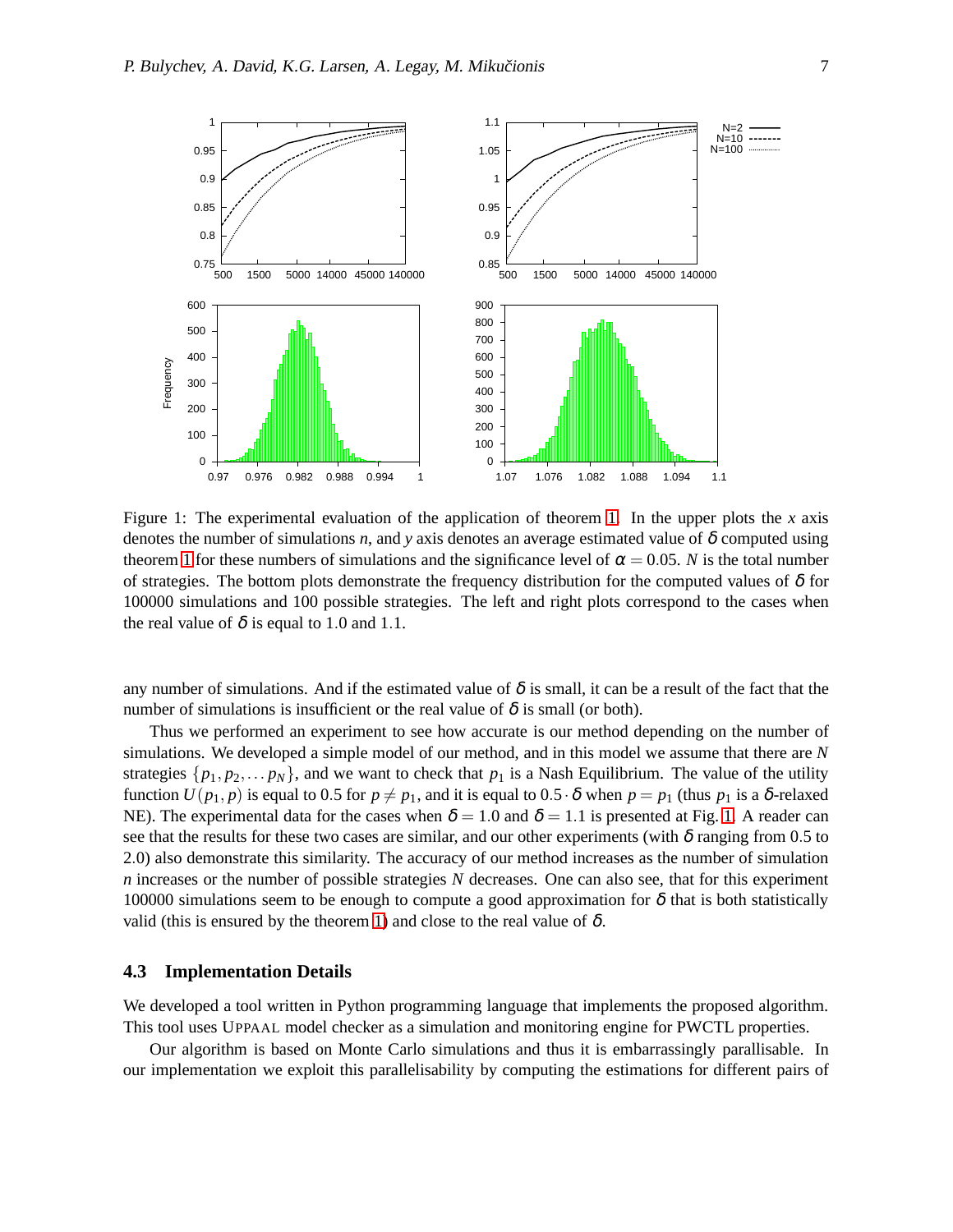Figure 1: The experimental evaluation of the application of theorem 1. In the upper plots the $x$ axis denotes the number of simulations $n$, and $y$ axis denotes an average estimated value of $\delta$ computed using theorem 1 for these numbers of simulations and the significance level of $\alpha = 0.05$. $N$ is the total number of strategies. The bottom plots demonstrate the frequency distribution for the computed values of $\delta$ for 100000 simulations and 100 possible strategies. The left and right plots correspond to the cases when the real value of $\delta$ is equal to 1.0 and 1.1.

any number of simulations. And if the estimated value of $\delta$ is small, it can be a result of the fact that the number of simulations is insufficient or the real value of $\delta$ is small (or both).

Thus we performed an experiment to see how accurate is our method depending on the number of simulations. We developed a simple model of our method, and in this model we assume that there are $N$ strategies $\{p_1, p_2, \dots p_N\}$, and we want to check that $p_1$ is a Nash Equilibrium. The value of the utility function $U(p_1, p)$ is equal to 0.5 for $p \neq p_1$, and it is equal to $0.5 \cdot \delta$ when $p = p_1$ (thus $p_1$ is a $\delta$-relaxed NE). The experimental data for the cases when $\delta = 1.0$ and $\delta = 1.1$ is presented at Fig. 1. A reader can see that the results for these two cases are similar, and our other experiments (with $\delta$ ranging from 0.5 to 2.0) also demonstrate this similarity. The accuracy of our method increases as the number of simulation $n$ increases or the number of possible strategies $N$ decreases. One can also see, that for this experiment 100000 simulations seem to be enough to compute a good approximation for $\delta$ that is both statistically valid (this is ensured by the theorem 1) and close to the real value of $\delta$.

### 4.3 Implementation Details

We developed a tool written in Python programming language that implements the proposed algorithm. This tool uses UPPAAL model checker as a simulation and monitoring engine for PWCTL properties.

Our algorithm is based on Monte Carlo simulations and thus it is embarrassingly parallelisable. In our implementation we exploit this parallelisability by computing the estimations for different pairs of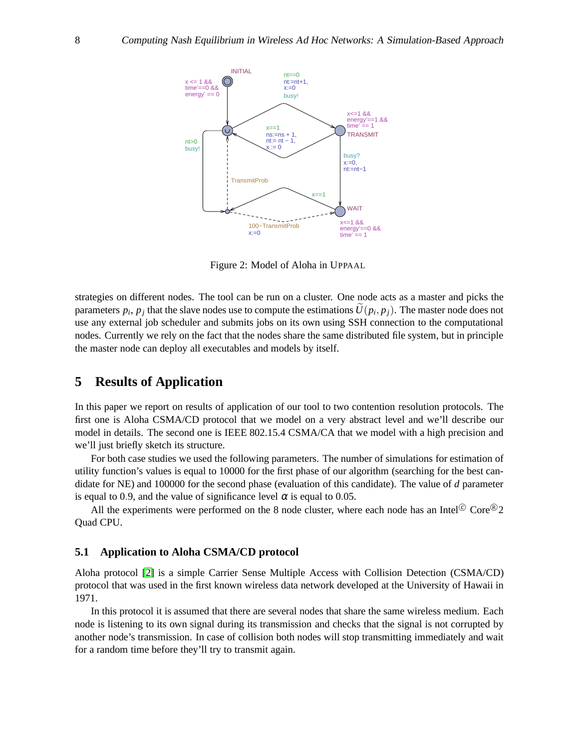Figure 2: Model of Aloha in UPPAAL

strategies on different nodes. The tool can be run on a cluster. One node acts as a master and picks the parameters $p_i$, $p_j$ that the slave nodes use to compute the estimations $\widetilde{U}(p_i, p_j)$. The master node does not use any external job scheduler and submits jobs on its own using SSH connection to the computational nodes. Currently we rely on the fact that the nodes share the same distributed file system, but in principle the master node can deploy all executables and models by itself.

## 5 Results of Application

In this paper we report on results of application of our tool to two contention resolution protocols. The first one is Aloha CSMA/CD protocol that we model on a very abstract level and we'll describe our model in details. The second one is IEEE 802.15.4 CSMA/CA that we model with a high precision and we'll just briefly sketch its structure.

For both case studies we used the following parameters. The number of simulations for estimation of utility function's values is equal to 10000 for the first phase of our algorithm (searching for the best candidate for NE) and 100000 for the second phase (evaluation of this candidate). The value of $d$ parameter is equal to 0.9, and the value of significance level $\alpha$ is equal to 0.05.

All the experiments were performed on the 8 node cluster, where each node has an Intel© Core®2 Quad CPU.

### 5.1 Application to Aloha CSMA/CD protocol

Aloha protocol [2] is a simple Carrier Sense Multiple Access with Collision Detection (CSMA/CD) protocol that was used in the first known wireless data network developed at the University of Hawaii in 1971.

In this protocol it is assumed that there are several nodes that share the same wireless medium. Each node is listening to its own signal during its transmission and checks that the signal is not corrupted by another node's transmission. In case of collision both nodes will stop transmitting immediately and wait for a random time before they'll try to transmit again.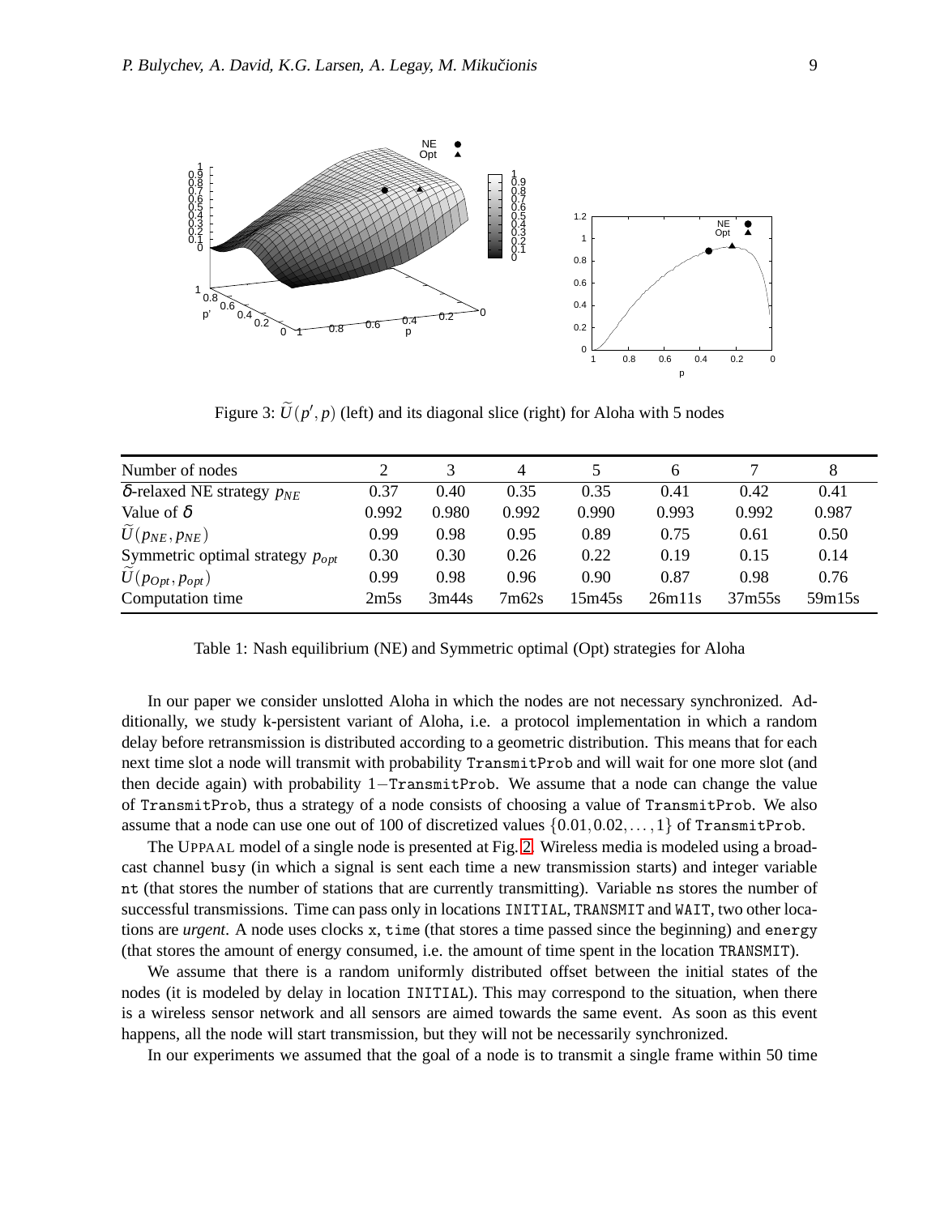Figure 3: $\widetilde{U}(p', p)$ (left) and its diagonal slice (right) for Aloha with 5 nodes

| Number of nodes | 2 | 3 | 4 | 5 | 6 | 7 | 8 |
|---|---|---|---|---|---|---|---|
| $\delta$-relaxed NE strategy $p_{NE}$ | 0.37 | 0.40 | 0.35 | 0.35 | 0.41 | 0.42 | 0.41 |
| Value of $\delta$ | 0.992 | 0.980 | 0.992 | 0.990 | 0.993 | 0.992 | 0.987 |
| $\widetilde{U}(p_{NE}, p_{NE})$ | 0.99 | 0.98 | 0.95 | 0.89 | 0.75 | 0.61 | 0.50 |
| Symmetric optimal strategy $p_{opt}$ | 0.30 | 0.30 | 0.26 | 0.22 | 0.19 | 0.15 | 0.14 |
| $\widetilde{U}(p_{Opt}, p_{opt})$ | 0.99 | 0.98 | 0.96 | 0.90 | 0.87 | 0.98 | 0.76 |
| Computation time | 2m5s | 3m44s | 7m62s | 15m45s | 26m11s | 37m55s | 59m15s |

Table 1: Nash equilibrium (NE) and Symmetric optimal (Opt) strategies for Aloha

In our paper we consider unslotted Aloha in which the nodes are not necessary synchronized. Additionally, we study k-persistent variant of Aloha, i.e. a protocol implementation in which a random delay before retransmission is distributed according to a geometric distribution. This means that for each next time slot a node will transmit with probability `TransmitProb` and will wait for one more slot (and then decide again) with probability $1-$`TransmitProb`. We assume that a node can change the value of `TransmitProb`, thus a strategy of a node consists of choosing a value of `TransmitProb`. We also assume that a node can use one out of 100 of discretized values $\{0.01, 0.02, \ldots, 1\}$ of `TransmitProb`.

The UPPAAL model of a single node is presented at Fig. 2. Wireless media is modeled using a broadcast channel `busy` (in which a signal is sent each time a new transmission starts) and integer variable `nt` (that stores the number of stations that are currently transmitting). Variable `ns` stores the number of successful transmissions. Time can pass only in locations `INITIAL`, `TRANSMIT` and `WAIT`, two other locations are *urgent*. A node uses clocks `x`, `time` (that stores a time passed since the beginning) and `energy` (that stores the amount of energy consumed, i.e. the amount of time spent in the location `TRANSMIT`).

We assume that there is a random uniformly distributed offset between the initial states of the nodes (it is modeled by delay in location `INITIAL`). This may correspond to the situation, when there is a wireless sensor network and all sensors are aimed towards the same event. As soon as this event happens, all the node will start transmission, but they will not be necessarily synchronized.

In our experiments we assumed that the goal of a node is to transmit a single frame within 50 time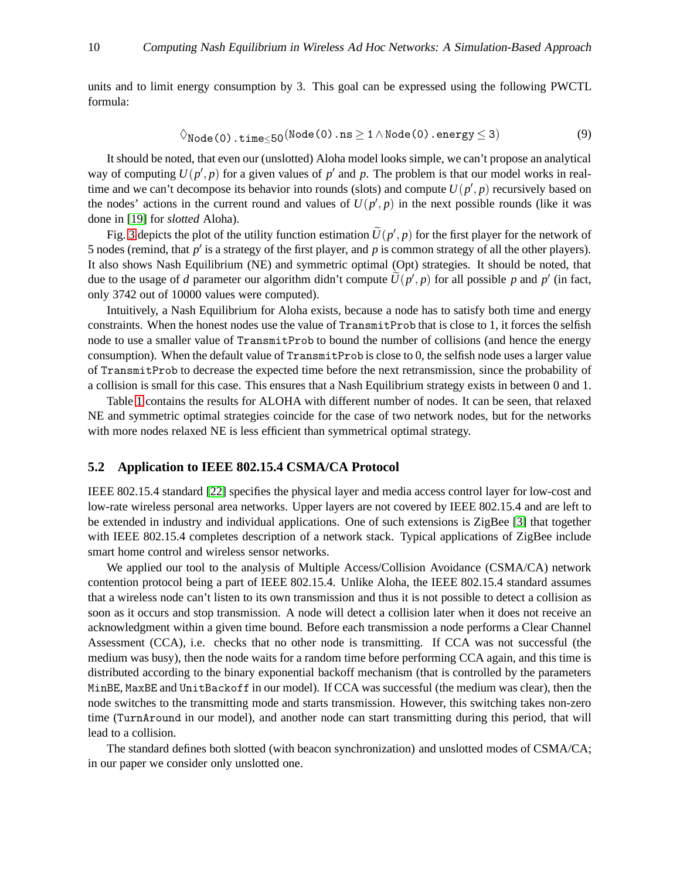units and to limit energy consumption by 3. This goal can be expressed using the following PWCTL formula:

$$\Diamond_{\texttt{Node(0).time}\leq 50}(\texttt{Node(0).ns} \geq 1 \wedge \texttt{Node(0).energy} \leq 3) \tag{9}$$

It should be noted, that even our (unslotted) Aloha model looks simple, we can't propose an analytical way of computing $U(p', p)$ for a given values of $p'$ and $p$. The problem is that our model works in real-time and we can't decompose its behavior into rounds (slots) and compute $U(p', p)$ recursively based on the nodes' actions in the current round and values of $U(p', p)$ in the next possible rounds (like it was done in [19] for *slotted* Aloha).

Fig. 3 depicts the plot of the utility function estimation $\widetilde{U}(p', p)$ for the first player for the network of 5 nodes (remind, that $p'$ is a strategy of the first player, and $p$ is common strategy of all the other players). It also shows Nash Equilibrium (NE) and symmetric optimal (Opt) strategies. It should be noted, that due to the usage of $d$ parameter our algorithm didn't compute $\widetilde{U}(p', p)$ for all possible $p$ and $p'$ (in fact, only 3742 out of 10000 values were computed).

Intuitively, a Nash Equilibrium for Aloha exists, because a node has to satisfy both time and energy constraints. When the honest nodes use the value of `TransmitProb` that is close to 1, it forces the selfish node to use a smaller value of `TransmitProb` to bound the number of collisions (and hence the energy consumption). When the default value of `TransmitProb` is close to 0, the selfish node uses a larger value of `TransmitProb` to decrease the expected time before the next retransmission, since the probability of a collision is small for this case. This ensures that a Nash Equilibrium strategy exists in between 0 and 1.

Table 1 contains the results for ALOHA with different number of nodes. It can be seen, that relaxed NE and symmetric optimal strategies coincide for the case of two network nodes, but for the networks with more nodes relaxed NE is less efficient than symmetrical optimal strategy.

### 5.2 Application to IEEE 802.15.4 CSMA/CA Protocol

IEEE 802.15.4 standard [22] specifies the physical layer and media access control layer for low-cost and low-rate wireless personal area networks. Upper layers are not covered by IEEE 802.15.4 and are left to be extended in industry and individual applications. One of such extensions is ZigBee [3] that together with IEEE 802.15.4 completes description of a network stack. Typical applications of ZigBee include smart home control and wireless sensor networks.

We applied our tool to the analysis of Multiple Access/Collision Avoidance (CSMA/CA) network contention protocol being a part of IEEE 802.15.4. Unlike Aloha, the IEEE 802.15.4 standard assumes that a wireless node can't listen to its own transmission and thus it is not possible to detect a collision as soon as it occurs and stop transmission. A node will detect a collision later when it does not receive an acknowledgment within a given time bound. Before each transmission a node performs a Clear Channel Assessment (CCA), i.e. checks that no other node is transmitting. If CCA was not successful (the medium was busy), then the node waits for a random time before performing CCA again, and this time is distributed according to the binary exponential backoff mechanism (that is controlled by the parameters `MinBE`, `MaxBE` and `UnitBackoff` in our model). If CCA was successful (the medium was clear), then the node switches to the transmitting mode and starts transmission. However, this switching takes non-zero time (`TurnAround` in our model), and another node can start transmitting during this period, that will lead to a collision.

The standard defines both slotted (with beacon synchronization) and unslotted modes of CSMA/CA; in our paper we consider only unslotted one.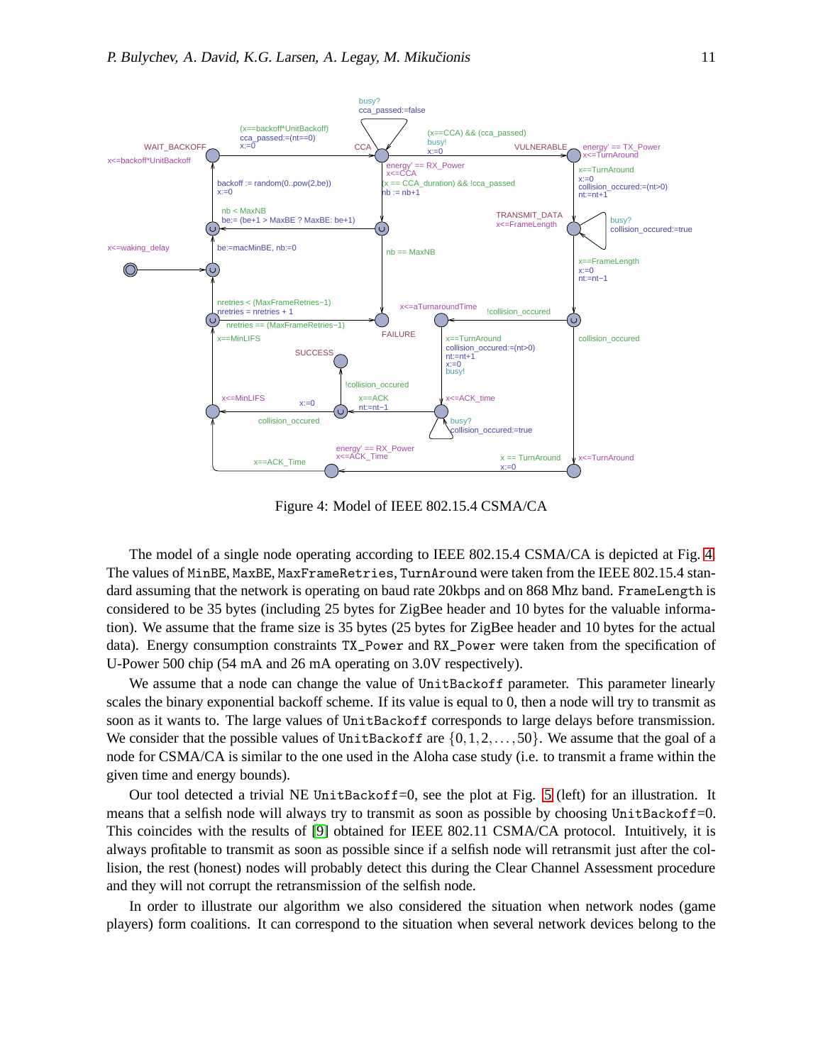Figure 4: Model of IEEE 802.15.4 CSMA/CA

The model of a single node operating according to IEEE 802.15.4 CSMA/CA is depicted at Fig. 4. The values of MinBE, MaxBE, MaxFrameRetries, TurnAround were taken from the IEEE 802.15.4 standard assuming that the network is operating on baud rate 20kbps and on 868 Mhz band. FrameLength is considered to be 35 bytes (including 25 bytes for ZigBee header and 10 bytes for the valuable information). We assume that the frame size is 35 bytes (25 bytes for ZigBee header and 10 bytes for the actual data). Energy consumption constraints TX_Power and RX_Power were taken from the specification of U-Power 500 chip (54 mA and 26 mA operating on 3.0V respectively).

We assume that a node can change the value of UnitBackoff parameter. This parameter linearly scales the binary exponential backoff scheme. If its value is equal to 0, then a node will try to transmit as soon as it wants to. The large values of UnitBackoff corresponds to large delays before transmission. We consider that the possible values of UnitBackoff are $\{0, 1, 2, \ldots, 50\}$. We assume that the goal of a node for CSMA/CA is similar to the one used in the Aloha case study (i.e. to transmit a frame within the given time and energy bounds).

Our tool detected a trivial NE UnitBackoff=0, see the plot at Fig. 5 (left) for an illustration. It means that a selfish node will always try to transmit as soon as possible by choosing UnitBackoff=0. This coincides with the results of [9] obtained for IEEE 802.11 CSMA/CA protocol. Intuitively, it is always profitable to transmit as soon as possible since if a selfish node will retransmit just after the collision, the rest (honest) nodes will probably detect this during the Clear Channel Assessment procedure and they will not corrupt the retransmission of the selfish node.

In order to illustrate our algorithm we also considered the situation when network nodes (game players) form coalitions. It can correspond to the situation when several network devices belong to the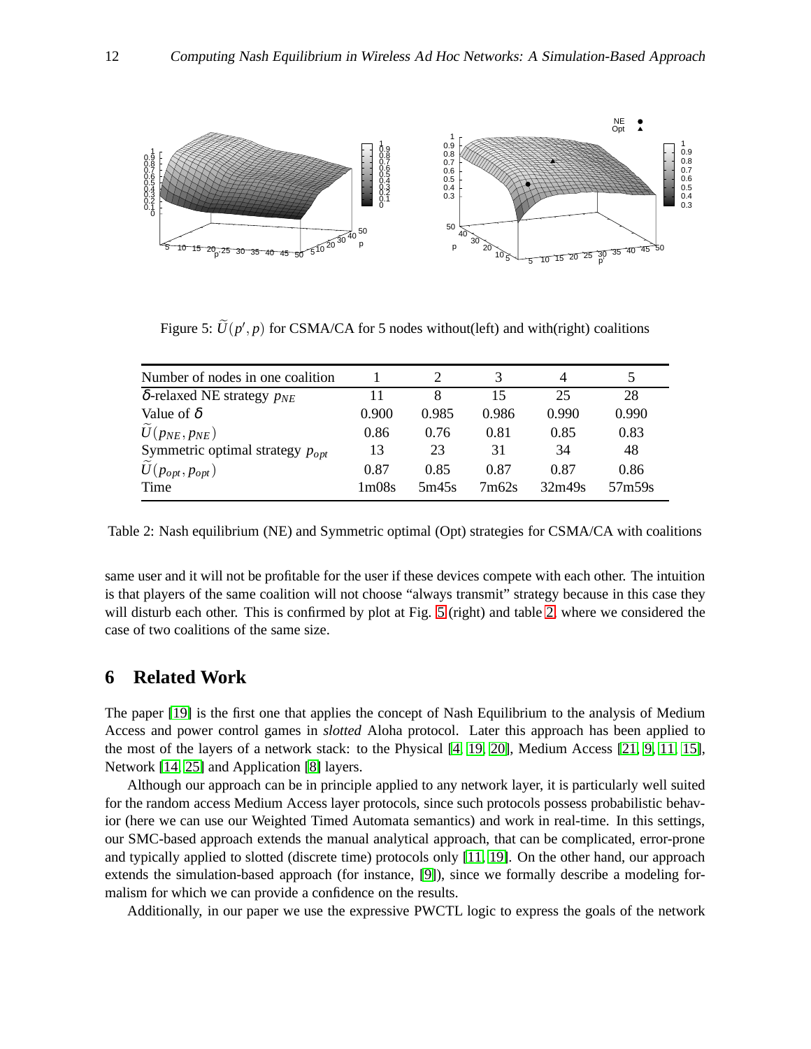Figure 5: $\widetilde{U}(p', p)$ for CSMA/CA for 5 nodes without(left) and with(right) coalitions

| Number of nodes in one coalition | 1 | 2 | 3 | 4 | 5 |
|---|---|---|---|---|---|
| $\delta$-relaxed NE strategy $p_{NE}$ | 11 | 8 | 15 | 25 | 28 |
| Value of $\delta$ | 0.900 | 0.985 | 0.986 | 0.990 | 0.990 |
| $\widetilde{U}(p_{NE}, p_{NE})$ | 0.86 | 0.76 | 0.81 | 0.85 | 0.83 |
| Symmetric optimal strategy $p_{opt}$ | 13 | 23 | 31 | 34 | 48 |
| $\widetilde{U}(p_{opt}, p_{opt})$ | 0.87 | 0.85 | 0.87 | 0.87 | 0.86 |
| Time | 1m08s | 5m45s | 7m62s | 32m49s | 57m59s |

Table 2: Nash equilibrium (NE) and Symmetric optimal (Opt) strategies for CSMA/CA with coalitions

same user and it will not be profitable for the user if these devices compete with each other. The intuition is that players of the same coalition will not choose "always transmit" strategy because in this case they will disturb each other. This is confirmed by plot at Fig. 5 (right) and table 2, where we considered the case of two coalitions of the same size.

# 6 Related Work

The paper [19] is the first one that applies the concept of Nash Equilibrium to the analysis of Medium Access and power control games in *slotted* Aloha protocol. Later this approach has been applied to the most of the layers of a network stack: to the Physical [4, 19, 20], Medium Access [21, 9, 11, 15], Network [14, 25] and Application [8] layers.

Although our approach can be in principle applied to any network layer, it is particularly well suited for the random access Medium Access layer protocols, since such protocols possess probabilistic behavior (here we can use our Weighted Timed Automata semantics) and work in real-time. In this settings, our SMC-based approach extends the manual analytical approach, that can be complicated, error-prone and typically applied to slotted (discrete time) protocols only [11, 19]. On the other hand, our approach extends the simulation-based approach (for instance, [9]), since we formally describe a modeling formalism for which we can provide a confidence on the results.

Additionally, in our paper we use the expressive PWCTL logic to express the goals of the network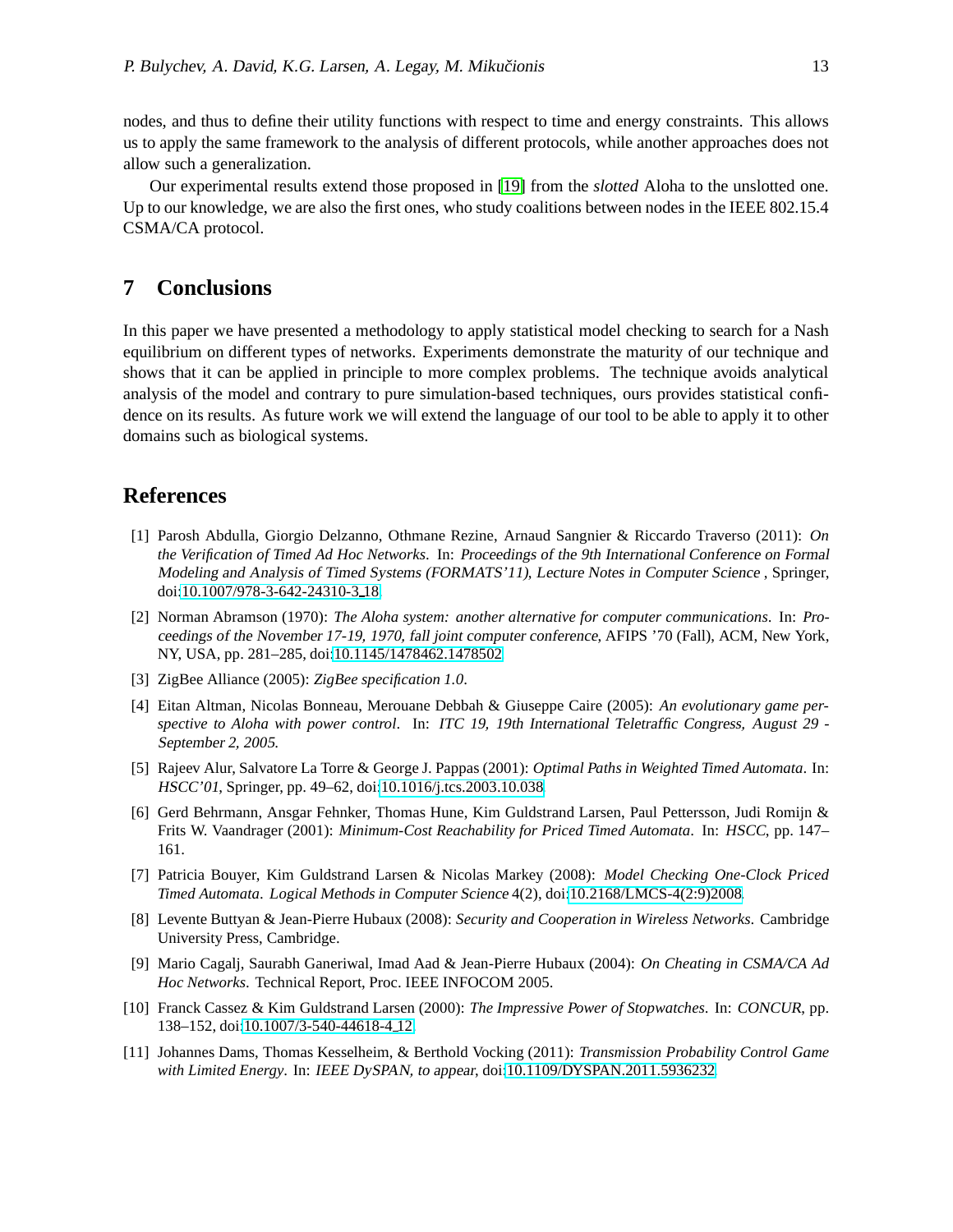nodes, and thus to define their utility functions with respect to time and energy constraints. This allows us to apply the same framework to the analysis of different protocols, while another approaches does not allow such a generalization.

Our experimental results extend those proposed in [19] from the *slotted* Aloha to the unslotted one. Up to our knowledge, we are also the first ones, who study coalitions between nodes in the IEEE 802.15.4 CSMA/CA protocol.

## 7 Conclusions

In this paper we have presented a methodology to apply statistical model checking to search for a Nash equilibrium on different types of networks. Experiments demonstrate the maturity of our technique and shows that it can be applied in principle to more complex problems. The technique avoids analytical analysis of the model and contrary to pure simulation-based techniques, ours provides statistical confidence on its results. As future work we will extend the language of our tool to be able to apply it to other domains such as biological systems.

## References

[1] Parosh Abdulla, Giorgio Delzanno, Othmane Rezine, Arnaud Sangnier & Riccardo Traverso (2011): *On the Verification of Timed Ad Hoc Networks*. In: *Proceedings of the 9th International Conference on Formal Modeling and Analysis of Timed Systems (FORMATS'11), Lecture Notes in Computer Science* , Springer, doi:10.1007/978-3-642-24310-3_18.

[2] Norman Abramson (1970): *The Aloha system: another alternative for computer communications*. In: *Proceedings of the November 17-19, 1970, fall joint computer conference*, AFIPS '70 (Fall), ACM, New York, NY, USA, pp. 281–285, doi:10.1145/1478462.1478502.

[3] ZigBee Alliance (2005): *ZigBee specification 1.0*.

[4] Eitan Altman, Nicolas Bonneau, Merouane Debbah & Giuseppe Caire (2005): *An evolutionary game perspective to Aloha with power control*. In: *ITC 19, 19th International Teletraffic Congress, August 29 - September 2, 2005*.

[5] Rajeev Alur, Salvatore La Torre & George J. Pappas (2001): *Optimal Paths in Weighted Timed Automata*. In: *HSCC'01*, Springer, pp. 49–62, doi:10.1016/j.tcs.2003.10.038.

[6] Gerd Behrmann, Ansgar Fehnker, Thomas Hune, Kim Guldstrand Larsen, Paul Pettersson, Judi Romijn & Frits W. Vaandrager (2001): *Minimum-Cost Reachability for Priced Timed Automata*. In: *HSCC*, pp. 147–161.

[7] Patricia Bouyer, Kim Guldstrand Larsen & Nicolas Markey (2008): *Model Checking One-Clock Priced Timed Automata*. *Logical Methods in Computer Science* 4(2), doi:10.2168/LMCS-4(2:9)2008.

[8] Levente Buttyan & Jean-Pierre Hubaux (2008): *Security and Cooperation in Wireless Networks*. Cambridge University Press, Cambridge.

[9] Mario Cagalj, Saurabh Ganeriwal, Imad Aad & Jean-Pierre Hubaux (2004): *On Cheating in CSMA/CA Ad Hoc Networks*. Technical Report, Proc. IEEE INFOCOM 2005.

[10] Franck Cassez & Kim Guldstrand Larsen (2000): *The Impressive Power of Stopwatches*. In: *CONCUR*, pp. 138–152, doi:10.1007/3-540-44618-4_12.

[11] Johannes Dams, Thomas Kesselheim, & Berthold Vocking (2011): *Transmission Probability Control Game with Limited Energy*. In: *IEEE DySPAN, to appear*, doi:10.1109/DYSPAN.2011.5936232.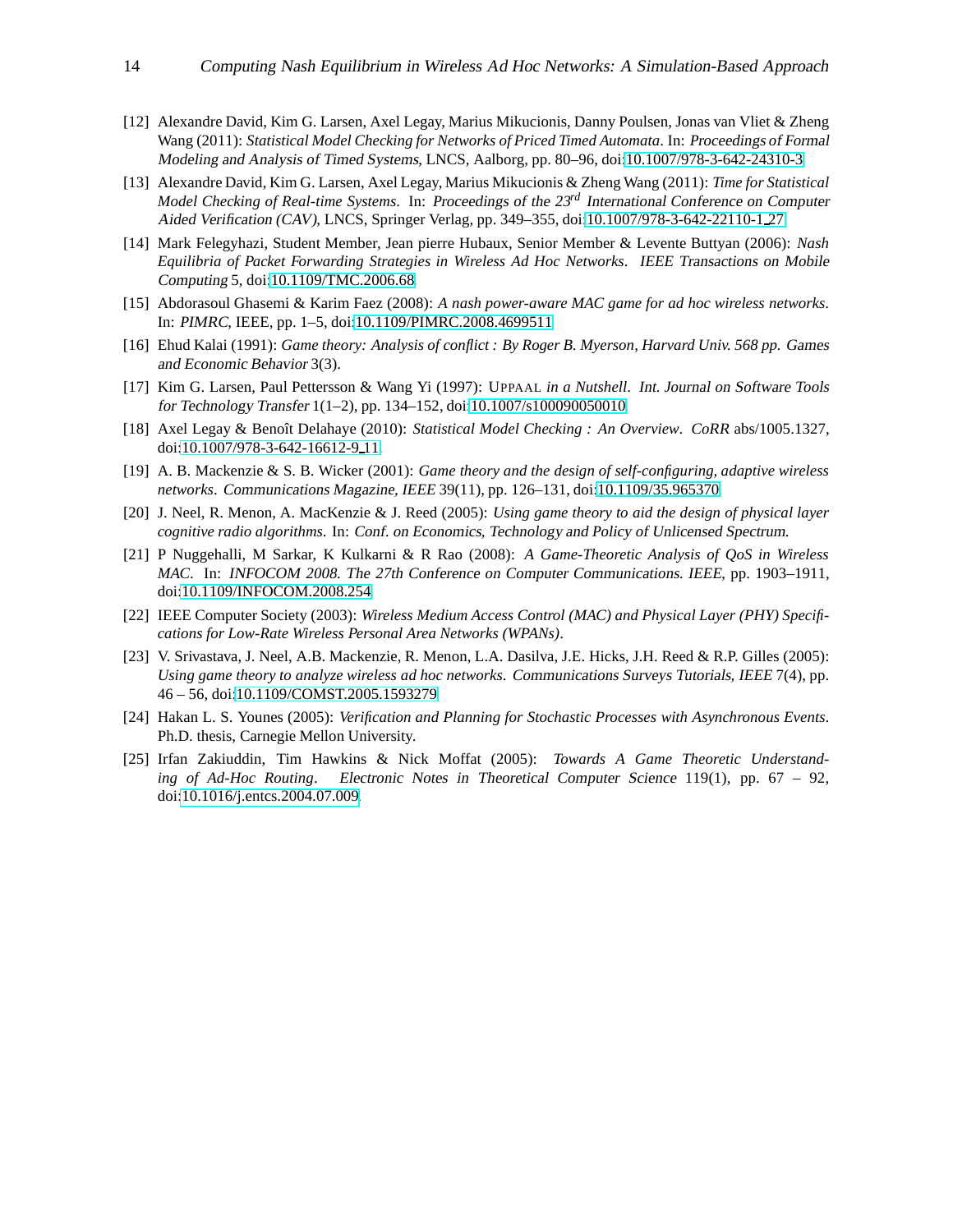[12] Alexandre David, Kim G. Larsen, Axel Legay, Marius Mikucionis, Danny Poulsen, Jonas van Vliet & Zheng Wang (2011): *Statistical Model Checking for Networks of Priced Timed Automata*. In: *Proceedings of Formal Modeling and Analysis of Timed Systems*, LNCS, Aalborg, pp. 80–96, doi:10.1007/978-3-642-24310-3.

[13] Alexandre David, Kim G. Larsen, Axel Legay, Marius Mikucionis & Zheng Wang (2011): *Time for Statistical Model Checking of Real-time Systems*. In: *Proceedings of the 23rd International Conference on Computer Aided Verification (CAV)*, LNCS, Springer Verlag, pp. 349–355, doi:10.1007/978-3-642-22110-1_27.

[14] Mark Felegyhazi, Student Member, Jean pierre Hubaux, Senior Member & Levente Buttyan (2006): *Nash Equilibria of Packet Forwarding Strategies in Wireless Ad Hoc Networks*. *IEEE Transactions on Mobile Computing* 5, doi:10.1109/TMC.2006.68.

[15] Abdorasoul Ghasemi & Karim Faez (2008): *A nash power-aware MAC game for ad hoc wireless networks*. In: *PIMRC*, IEEE, pp. 1–5, doi:10.1109/PIMRC.2008.4699511.

[16] Ehud Kalai (1991): *Game theory: Analysis of conflict : By Roger B. Myerson, Harvard Univ. 568 pp. Games and Economic Behavior* 3(3).

[17] Kim G. Larsen, Paul Pettersson & Wang Yi (1997): UPPAAL *in a Nutshell*. *Int. Journal on Software Tools for Technology Transfer* 1(1–2), pp. 134–152, doi:10.1007/s100090050010.

[18] Axel Legay & Benoît Delahaye (2010): *Statistical Model Checking : An Overview*. *CoRR* abs/1005.1327, doi:10.1007/978-3-642-16612-9_11.

[19] A. B. Mackenzie & S. B. Wicker (2001): *Game theory and the design of self-configuring, adaptive wireless networks*. *Communications Magazine, IEEE* 39(11), pp. 126–131, doi:10.1109/35.965370.

[20] J. Neel, R. Menon, A. MacKenzie & J. Reed (2005): *Using game theory to aid the design of physical layer cognitive radio algorithms*. In: *Conf. on Economics, Technology and Policy of Unlicensed Spectrum*.

[21] P Nuggehalli, M Sarkar, K Kulkarni & R Rao (2008): *A Game-Theoretic Analysis of QoS in Wireless MAC*. In: *INFOCOM 2008. The 27th Conference on Computer Communications. IEEE*, pp. 1903–1911, doi:10.1109/INFOCOM.2008.254.

[22] IEEE Computer Society (2003): *Wireless Medium Access Control (MAC) and Physical Layer (PHY) Specifications for Low-Rate Wireless Personal Area Networks (WPANs)*.

[23] V. Srivastava, J. Neel, A.B. Mackenzie, R. Menon, L.A. Dasilva, J.E. Hicks, J.H. Reed & R.P. Gilles (2005): *Using game theory to analyze wireless ad hoc networks*. *Communications Surveys Tutorials, IEEE* 7(4), pp. 46 – 56, doi:10.1109/COMST.2005.1593279.

[24] Hakan L. S. Younes (2005): *Verification and Planning for Stochastic Processes with Asynchronous Events*. Ph.D. thesis, Carnegie Mellon University.

[25] Irfan Zakiuddin, Tim Hawkins & Nick Moffat (2005): *Towards A Game Theoretic Understanding of Ad-Hoc Routing*. *Electronic Notes in Theoretical Computer Science* 119(1), pp. 67 – 92, doi:10.1016/j.entcs.2004.07.009.